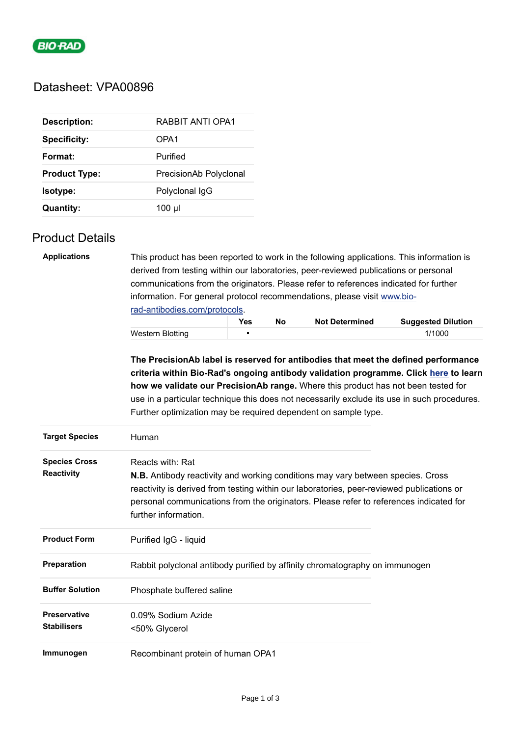# Datasheet: VPA00896

| | |
|---|---|
| **Description:** | RABBIT ANTI OPA1 |
| **Specificity:** | OPA1 |
| **Format:** | Purified |
| **Product Type:** | PrecisionAb Polyclonal |
| **Isotype:** | Polyclonal IgG |
| **Quantity:** | 100 µl |

## Product Details

**Applications**

This product has been reported to work in the following applications. This information is derived from testing within our laboratories, peer-reviewed publications or personal communications from the originators. Please refer to references indicated for further information. For general protocol recommendations, please visit [www.bio-rad-antibodies.com/protocols](www.bio-rad-antibodies.com/protocols).

| | Yes | No | Not Determined | Suggested Dilution |
|---|---|---|---|---|
| Western Blotting | ▪ | | | 1/1000 |

**The PrecisionAb label is reserved for antibodies that meet the defined performance criteria within Bio-Rad's ongoing antibody validation programme. Click here to learn how we validate our PrecisionAb range.** Where this product has not been tested for use in a particular technique this does not necessarily exclude its use in such procedures. Further optimization may be required dependent on sample type.

**Target Species**

Human

**Species Cross Reactivity**

Reacts with: Rat

**N.B.** Antibody reactivity and working conditions may vary between species. Cross reactivity is derived from testing within our laboratories, peer-reviewed publications or personal communications from the originators. Please refer to references indicated for further information.

**Product Form**

Purified IgG - liquid

**Preparation**

Rabbit polyclonal antibody purified by affinity chromatography on immunogen

**Buffer Solution**

Phosphate buffered saline

**Preservative Stabilisers**

0.09% Sodium Azide
<50% Glycerol

**Immunogen**

Recombinant protein of human OPA1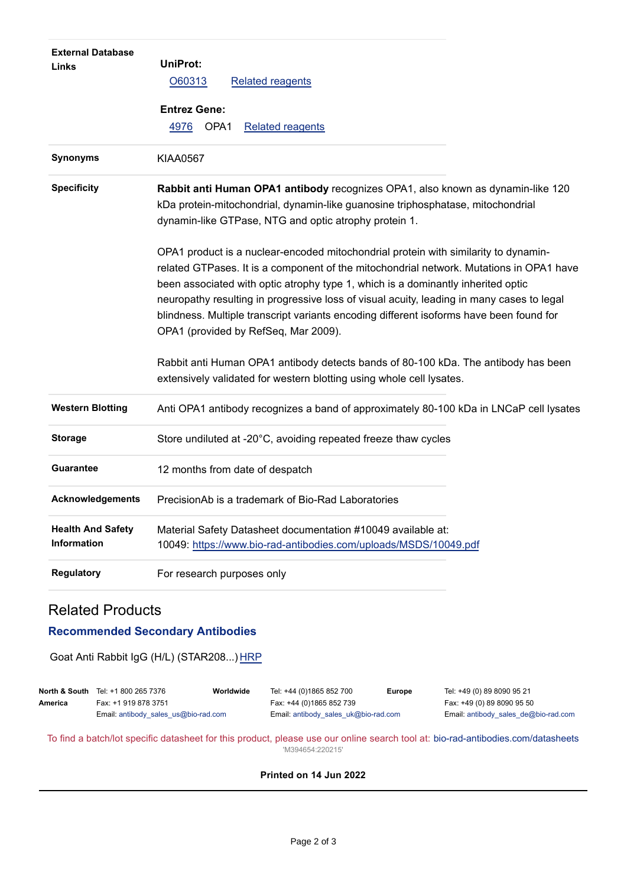| | |
|---|---|
| **External Database Links** | **UniProt:**<br>O60313 Related reagents<br>**Entrez Gene:**<br>4976 OPA1 Related reagents |
| **Synonyms** | KIAA0567 |
| **Specificity** | **Rabbit anti Human OPA1 antibody** recognizes OPA1, also known as dynamin-like 120 kDa protein-mitochondrial, dynamin-like guanosine triphosphatase, mitochondrial dynamin-like GTPase, NTG and optic atrophy protein 1.<br><br>OPA1 product is a nuclear-encoded mitochondrial protein with similarity to dynamin-related GTPases. It is a component of the mitochondrial network. Mutations in OPA1 have been associated with optic atrophy type 1, which is a dominantly inherited optic neuropathy resulting in progressive loss of visual acuity, leading in many cases to legal blindness. Multiple transcript variants encoding different isoforms have been found for OPA1 (provided by RefSeq, Mar 2009).<br><br>Rabbit anti Human OPA1 antibody detects bands of 80-100 kDa. The antibody has been extensively validated for western blotting using whole cell lysates. |
| **Western Blotting** | Anti OPA1 antibody recognizes a band of approximately 80-100 kDa in LNCaP cell lysates |
| **Storage** | Store undiluted at -20°C, avoiding repeated freeze thaw cycles |
| **Guarantee** | 12 months from date of despatch |
| **Acknowledgements** | PrecisionAb is a trademark of Bio-Rad Laboratories |
| **Health And Safety Information** | Material Safety Datasheet documentation #10049 available at:<br>10049: https://www.bio-rad-antibodies.com/uploads/MSDS/10049.pdf |
| **Regulatory** | For research purposes only |

## Related Products

### Recommended Secondary Antibodies

Goat Anti Rabbit IgG (H/L) (STAR208...) HRP

| | | | | | |
|---|---|---|---|---|---|
| **North & South America** | Tel: +1 800 265 7376<br>Fax: +1 919 878 3751<br>Email: antibody_sales_us@bio-rad.com | **Worldwide** | Tel: +44 (0)1865 852 700<br>Fax: +44 (0)1865 852 739<br>Email: antibody_sales_uk@bio-rad.com | **Europe** | Tel: +49 (0) 89 8090 95 21<br>Fax: +49 (0) 89 8090 95 50<br>Email: antibody_sales_de@bio-rad.com |

To find a batch/lot specific datasheet for this product, please use our online search tool at: bio-rad-antibodies.com/datasheets

'M394654:220215'

**Printed on 14 Jun 2022**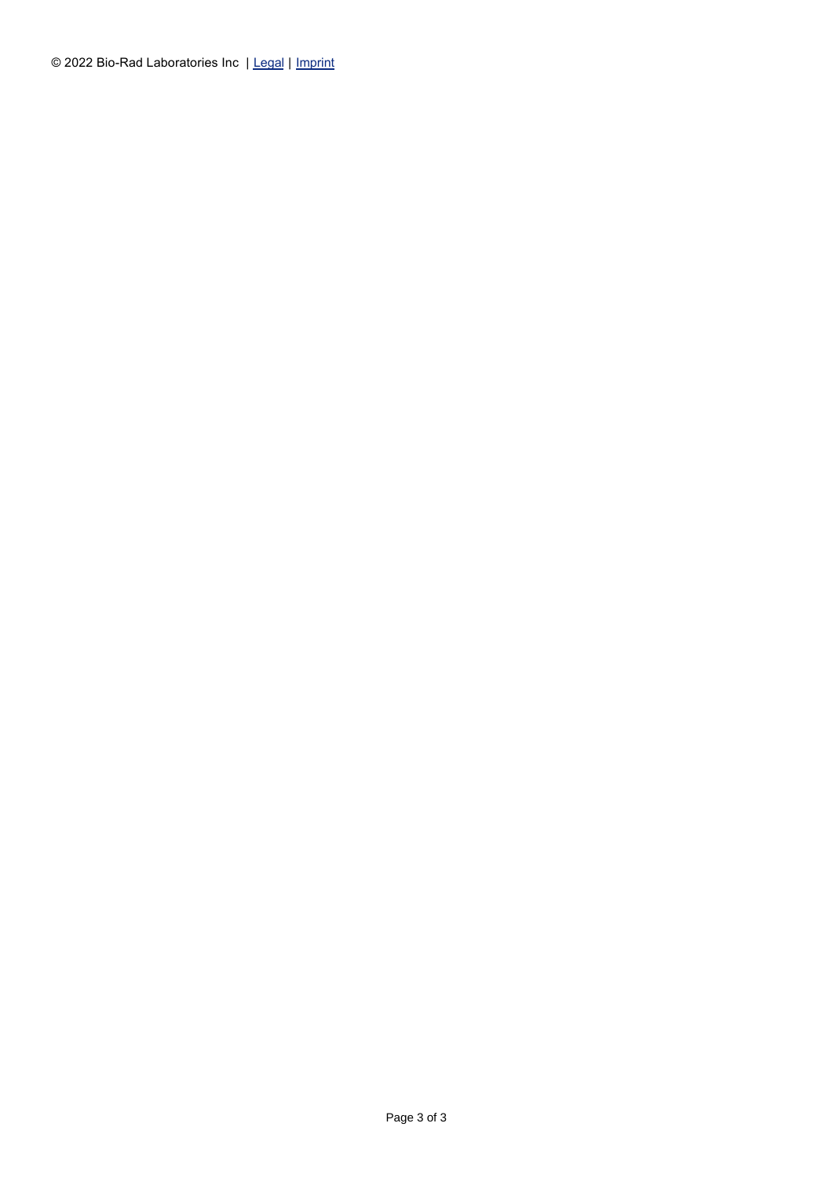© 2022 Bio-Rad Laboratories Inc | Legal | Imprint